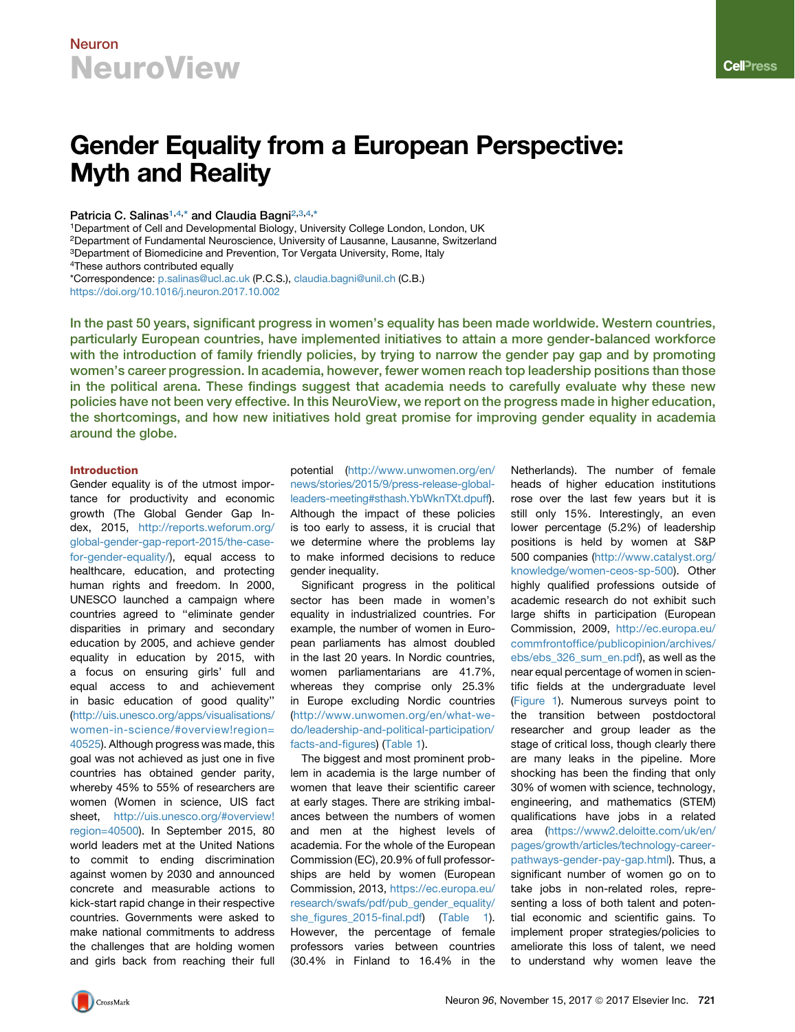# Gender Equality from a European Perspective: Myth and Reality

Patricia C. Salinas[1,4,*] and Claudia Bagni[2,3,4,*]

[1]Department of Cell and Developmental Biology, University College London, London, UK
[2]Department of Fundamental Neuroscience, University of Lausanne, Lausanne, Switzerland
[3]Department of Biomedicine and Prevention, Tor Vergata University, Rome, Italy
[4]These authors contributed equally
*Correspondence: p.salinas@ucl.ac.uk (P.C.S.), claudia.bagni@unil.ch (C.B.)
https://doi.org/10.1016/j.neuron.2017.10.002

**In the past 50 years, significant progress in women's equality has been made worldwide. Western countries, particularly European countries, have implemented initiatives to attain a more gender-balanced workforce with the introduction of family friendly policies, by trying to narrow the gender pay gap and by promoting women's career progression. In academia, however, fewer women reach top leadership positions than those in the political arena. These findings suggest that academia needs to carefully evaluate why these new policies have not been very effective. In this NeuroView, we report on the progress made in higher education, the shortcomings, and how new initiatives hold great promise for improving gender equality in academia around the globe.**

## Introduction

Gender equality is of the utmost importance for productivity and economic growth (The Global Gender Gap Index, 2015, http://reports.weforum.org/global-gender-gap-report-2015/the-case-for-gender-equality/), equal access to healthcare, education, and protecting human rights and freedom. In 2000, UNESCO launched a campaign where countries agreed to "eliminate gender disparities in primary and secondary education by 2005, and achieve gender equality in education by 2015, with a focus on ensuring girls' full and equal access to and achievement in basic education of good quality" (http://uis.unesco.org/apps/visualisations/women-in-science/#overview!region=40525). Although progress was made, this goal was not achieved as just one in five countries has obtained gender parity, whereby 45% to 55% of researchers are women (Women in science, UIS fact sheet, http://uis.unesco.org/#overview!region=40500). In September 2015, 80 world leaders met at the United Nations to commit to ending discrimination against women by 2030 and announced concrete and measurable actions to kick-start rapid change in their respective countries. Governments were asked to make national commitments to address the challenges that are holding women and girls back from reaching their full potential (http://www.unwomen.org/en/news/stories/2015/9/press-release-global-leaders-meeting#sthash.YbWknTXt.dpuff). Although the impact of these policies is too early to assess, it is crucial that we determine where the problems lay to make informed decisions to reduce gender inequality.

Significant progress in the political sector has been made in women's equality in industrialized countries. For example, the number of women in European parliaments has almost doubled in the last 20 years. In Nordic countries, women parliamentarians are 41.7%, whereas they comprise only 25.3% in Europe excluding Nordic countries (http://www.unwomen.org/en/what-we-do/leadership-and-political-participation/facts-and-figures) (Table 1).

The biggest and most prominent problem in academia is the large number of women that leave their scientific career at early stages. There are striking imbalances between the numbers of women and men at the highest levels of academia. For the whole of the European Commission (EC), 20.9% of full professorships are held by women (European Commission, 2013, https://ec.europa.eu/research/swafs/pdf/pub_gender_equality/she_figures_2015-final.pdf) (Table 1). However, the percentage of female professors varies between countries (30.4% in Finland to 16.4% in the Netherlands). The number of female heads of higher education institutions rose over the last few years but it is still only 15%. Interestingly, an even lower percentage (5.2%) of leadership positions is held by women at S&P 500 companies (http://www.catalyst.org/knowledge/women-ceos-sp-500). Other highly qualified professions outside of academic research do not exhibit such large shifts in participation (European Commission, 2009, http://ec.europa.eu/commfrontoffice/publicopinion/archives/ebs/ebs_326_sum_en.pdf), as well as the near equal percentage of women in scientific fields at the undergraduate level (Figure 1). Numerous surveys point to the transition between postdoctoral researcher and group leader as the stage of critical loss, though clearly there are many leaks in the pipeline. More shocking has been the finding that only 30% of women with science, technology, engineering, and mathematics (STEM) qualifications have jobs in a related area (https://www2.deloitte.com/uk/en/pages/growth/articles/technology-career-pathways-gender-pay-gap.html). Thus, a significant number of women go on to take jobs in non-related roles, representing a loss of both talent and potential economic and scientific gains. To implement proper strategies/policies to ameliorate this loss of talent, we need to understand why women leave the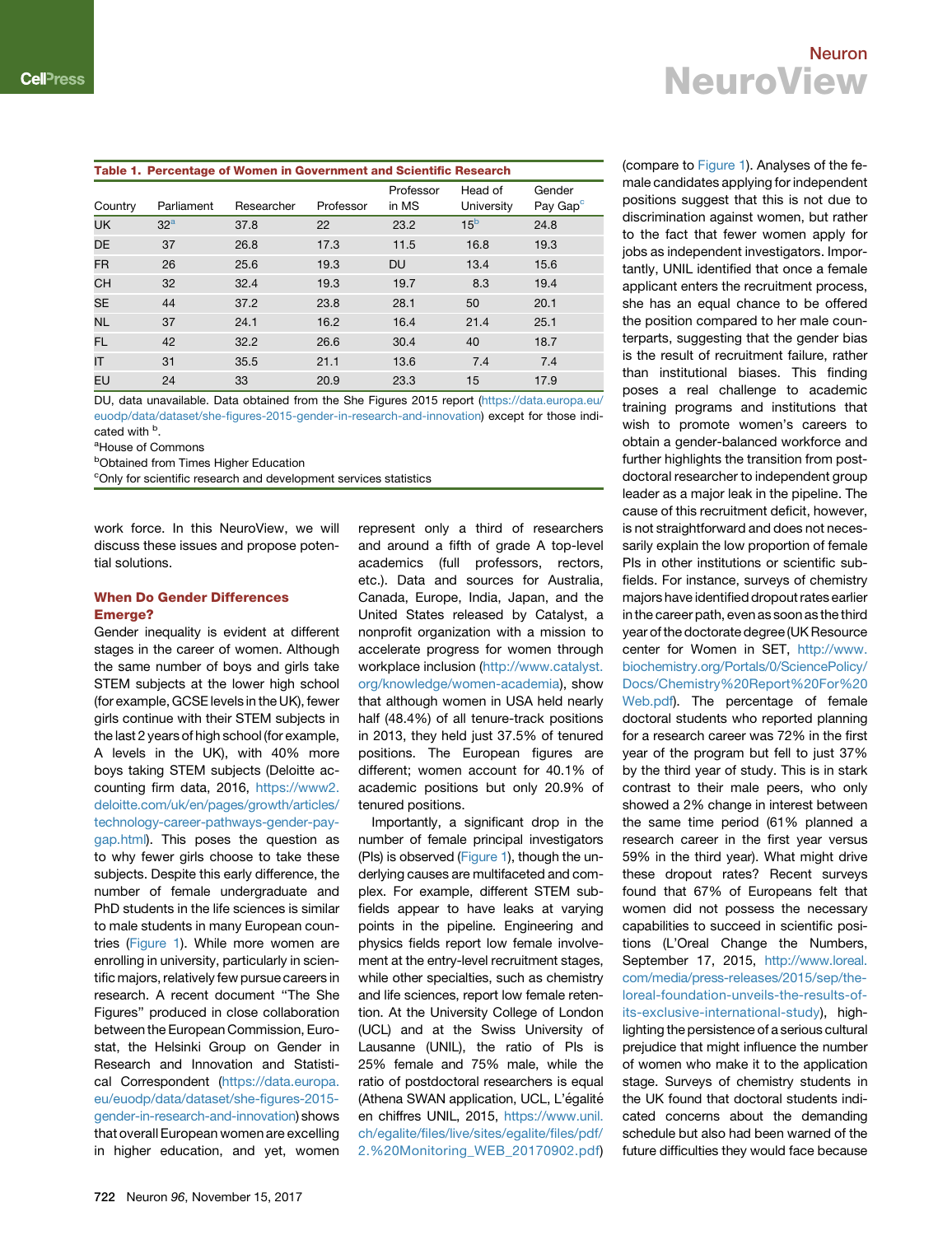**Table 1. Percentage of Women in Government and Scientific Research**

| Country | Parliament | Researcher | Professor | Professor in MS | Head of University | Gender Pay Gap[c] |
|---|---|---|---|---|---|---|
| UK | 32[a] | 37.8 | 22 | 23.2 | 15[b] | 24.8 |
| DE | 37 | 26.8 | 17.3 | 11.5 | 16.8 | 19.3 |
| FR | 26 | 25.6 | 19.3 | DU | 13.4 | 15.6 |
| CH | 32 | 32.4 | 19.3 | 19.7 | 8.3 | 19.4 |
| SE | 44 | 37.2 | 23.8 | 28.1 | 50 | 20.1 |
| NL | 37 | 24.1 | 16.2 | 16.4 | 21.4 | 25.1 |
| FL | 42 | 32.2 | 26.6 | 30.4 | 40 | 18.7 |
| IT | 31 | 35.5 | 21.1 | 13.6 | 7.4 | 7.4 |
| EU | 24 | 33 | 20.9 | 23.3 | 15 | 17.9 |

DU, data unavailable. Data obtained from the She Figures 2015 report (https://data.europa.eu/euodp/data/dataset/she-figures-2015-gender-in-research-and-innovation) except for those indicated with [b].

[a]House of Commons

[b]Obtained from Times Higher Education

[c]Only for scientific research and development services statistics

work force. In this NeuroView, we will discuss these issues and propose potential solutions.

## When Do Gender Differences Emerge?

Gender inequality is evident at different stages in the career of women. Although the same number of boys and girls take STEM subjects at the lower high school (for example, GCSE levels in the UK), fewer girls continue with their STEM subjects in the last 2 years of high school (for example, A levels in the UK), with 40% more boys taking STEM subjects (Deloitte accounting firm data, 2016, https://www2.deloitte.com/uk/en/pages/growth/articles/technology-career-pathways-gender-pay-gap.html). This poses the question as to why fewer girls choose to take these subjects. Despite this early difference, the number of female undergraduate and PhD students in the life sciences is similar to male students in many European countries (Figure 1). While more women are enrolling in university, particularly in scientific majors, relatively few pursue careers in research. A recent document "The She Figures" produced in close collaboration between the European Commission, Eurostat, the Helsinki Group on Gender in Research and Innovation and Statistical Correspondent (https://data.europa.eu/euodp/data/dataset/she-figures-2015-gender-in-research-and-innovation) shows that overall European women are excelling in higher education, and yet, women represent only a third of researchers and around a fifth of grade A top-level academics (full professors, rectors, etc.). Data and sources for Australia, Canada, Europe, India, Japan, and the United States released by Catalyst, a nonprofit organization with a mission to accelerate progress for women through workplace inclusion (http://www.catalyst.org/knowledge/women-academia), show that although women in USA held nearly half (48.4%) of all tenure-track positions in 2013, they held just 37.5% of tenured positions. The European figures are different; women account for 40.1% of academic positions but only 20.9% of tenured positions.

Importantly, a significant drop in the number of female principal investigators (PIs) is observed (Figure 1), though the underlying causes are multifaceted and complex. For example, different STEM subfields appear to have leaks at varying points in the pipeline. Engineering and physics fields report low female involvement at the entry-level recruitment stages, while other specialties, such as chemistry and life sciences, report low female retention. At the University College of London (UCL) and at the Swiss University of Lausanne (UNIL), the ratio of PIs is 25% female and 75% male, while the ratio of postdoctoral researchers is equal (Athena SWAN application, UCL, L'égalité en chiffres UNIL, 2015, https://www.unil.ch/egalite/files/live/sites/egalite/files/pdf/2.%20Monitoring_WEB_20170902.pdf) (compare to Figure 1). Analyses of the female candidates applying for independent positions suggest that this is not due to discrimination against women, but rather to the fact that fewer women apply for jobs as independent investigators. Importantly, UNIL identified that once a female applicant enters the recruitment process, she has an equal chance to be offered the position compared to her male counterparts, suggesting that the gender bias is the result of recruitment failure, rather than institutional biases. This finding poses a real challenge to academic training programs and institutions that wish to promote women's careers to obtain a gender-balanced workforce and further highlights the transition from postdoctoral researcher to independent group leader as a major leak in the pipeline. The cause of this recruitment deficit, however, is not straightforward and does not necessarily explain the low proportion of female PIs in other institutions or scientific subfields. For instance, surveys of chemistry majors have identified dropout rates earlier in the career path, even as soon as the third year of the doctorate degree (UK Resource center for Women in SET, http://www.biochemistry.org/Portals/0/SciencePolicy/Docs/Chemistry%20Report%20For%20Web.pdf). The percentage of female doctoral students who reported planning for a research career was 72% in the first year of the program but fell to just 37% by the third year of study. This is in stark contrast to their male peers, who only showed a 2% change in interest between the same time period (61% planned a research career in the first year versus 59% in the third year). What might drive these dropout rates? Recent surveys found that 67% of Europeans felt that women did not possess the necessary capabilities to succeed in scientific positions (L'Oreal Change the Numbers, September 17, 2015, http://www.loreal.com/media/press-releases/2015/sep/the-loreal-foundation-unveils-the-results-of-its-exclusive-international-study), highlighting the persistence of a serious cultural prejudice that might influence the number of women who make it to the application stage. Surveys of chemistry students in the UK found that doctoral students indicated concerns about the demanding schedule but also had been warned of the future difficulties they would face because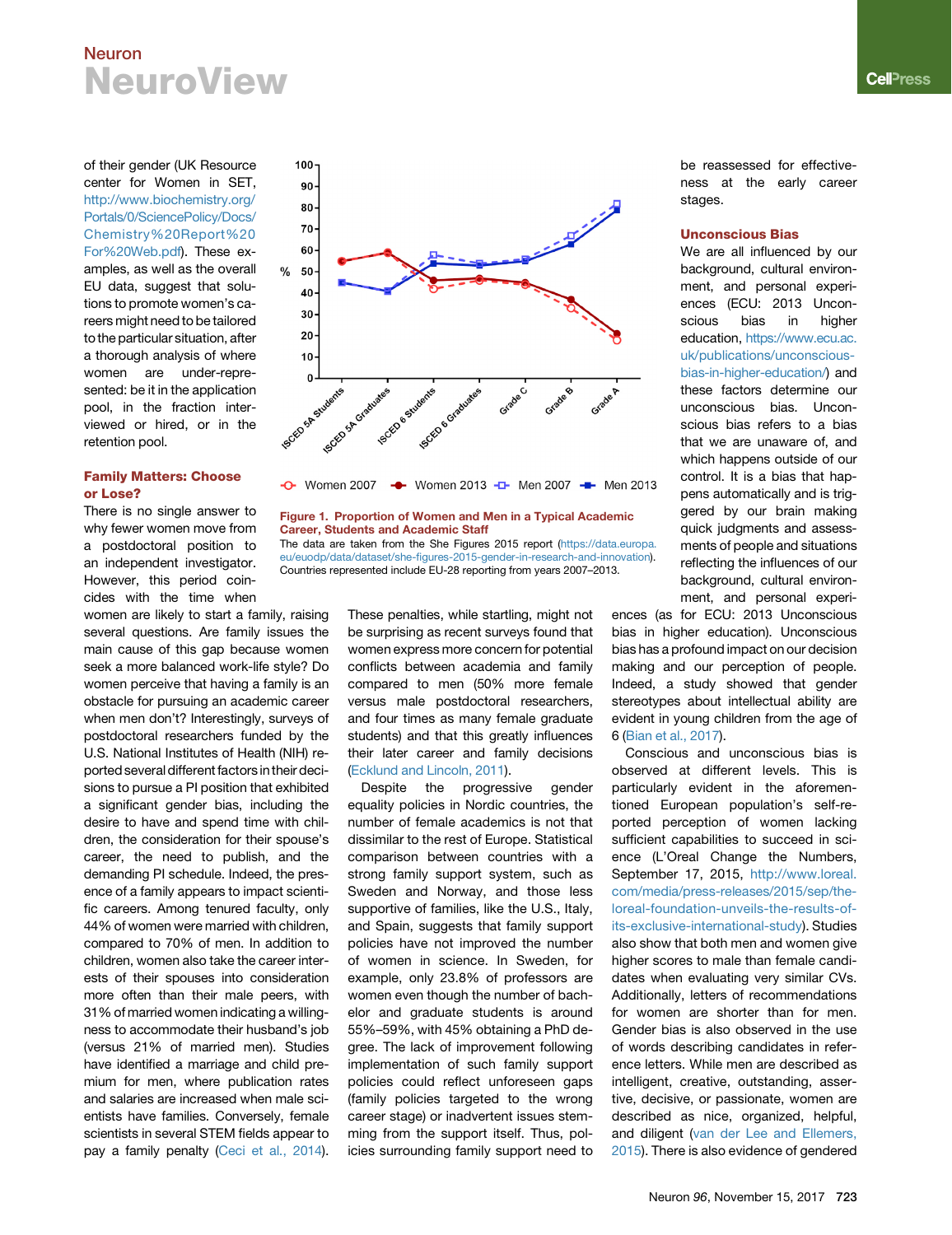of their gender (UK Resource center for Women in SET, http://www.biochemistry.org/Portals/0/SciencePolicy/Docs/Chemistry%20Report%20For%20Web.pdf). These examples, as well as the overall EU data, suggest that solutions to promote women's careers might need to be tailored to the particular situation, after a thorough analysis of where women are under-represented: be it in the application pool, in the fraction interviewed or hired, or in the retention pool.

**Figure 1. Proportion of Women and Men in a Typical Academic Career, Students and Academic Staff**

The data are taken from the She Figures 2015 report (https://data.europa.eu/euodp/data/dataset/she-figures-2015-gender-in-research-and-innovation). Countries represented include EU-28 reporting from years 2007–2013.

## Family Matters: Choose or Lose?

There is no single answer to why fewer women move from a postdoctoral position to an independent investigator. However, this period coincides with the time when women are likely to start a family, raising several questions. Are family issues the main cause of this gap because women seek a more balanced work-life style? Do women perceive that having a family is an obstacle for pursuing an academic career when men don't? Interestingly, surveys of postdoctoral researchers funded by the U.S. National Institutes of Health (NIH) reported several different factors in their decisions to pursue a PI position that exhibited a significant gender bias, including the desire to have and spend time with children, the consideration for their spouse's career, the need to publish, and the demanding PI schedule. Indeed, the presence of a family appears to impact scientific careers. Among tenured faculty, only 44% of women were married with children, compared to 70% of men. In addition to children, women also take the career interests of their spouses into consideration more often than their male peers, with 31% of married women indicating a willingness to accommodate their husband's job (versus 21% of married men). Studies have identified a marriage and child premium for men, where publication rates and salaries are increased when male scientists have families. Conversely, female scientists in several STEM fields appear to pay a family penalty (Ceci et al., 2014). These penalties, while startling, might not be surprising as recent surveys found that women express more concern for potential conflicts between academia and family compared to men (50% more female versus male postdoctoral researchers, and four times as many female graduate students) and that this greatly influences their later career and family decisions (Ecklund and Lincoln, 2011).

Despite the progressive gender equality policies in Nordic countries, the number of female academics is not that dissimilar to the rest of Europe. Statistical comparison between countries with a strong family support system, such as Sweden and Norway, and those less supportive of families, like the U.S., Italy, and Spain, suggests that family support policies have not improved the number of women in science. In Sweden, for example, only 23.8% of professors are women even though the number of bachelor and graduate students is around 55%–59%, with 45% obtaining a PhD degree. The lack of improvement following implementation of such family support policies could reflect unforeseen gaps (family policies targeted to the wrong career stage) or inadvertent issues stemming from the support itself. Thus, policies surrounding family support need to be reassessed for effectiveness at the early career stages.

## Unconscious Bias

We are all influenced by our background, cultural environment, and personal experiences (ECU: 2013 Unconscious bias in higher education, https://www.ecu.ac.uk/publications/unconscious-bias-in-higher-education/) and these factors determine our unconscious bias. Unconscious bias refers to a bias that we are unaware of, and which happens outside of our control. It is a bias that happens automatically and is triggered by our brain making quick judgments and assessments of people and situations reflecting the influences of our background, cultural environment, and personal experiences (as for ECU: 2013 Unconscious bias in higher education). Unconscious bias has a profound impact on our decision making and our perception of people. Indeed, a study showed that gender stereotypes about intellectual ability are evident in young children from the age of 6 (Bian et al., 2017).

Conscious and unconscious bias is observed at different levels. This is particularly evident in the aforementioned European population's self-reported perception of women lacking sufficient capabilities to succeed in science (L'Oreal Change the Numbers, September 17, 2015, http://www.loreal.com/media/press-releases/2015/sep/the-loreal-foundation-unveils-the-results-of-its-exclusive-international-study). Studies also show that both men and women give higher scores to male than female candidates when evaluating very similar CVs. Additionally, letters of recommendations for women are shorter than for men. Gender bias is also observed in the use of words describing candidates in reference letters. While men are described as intelligent, creative, outstanding, assertive, decisive, or passionate, women are described as nice, organized, helpful, and diligent (van der Lee and Ellemers, 2015). There is also evidence of gendered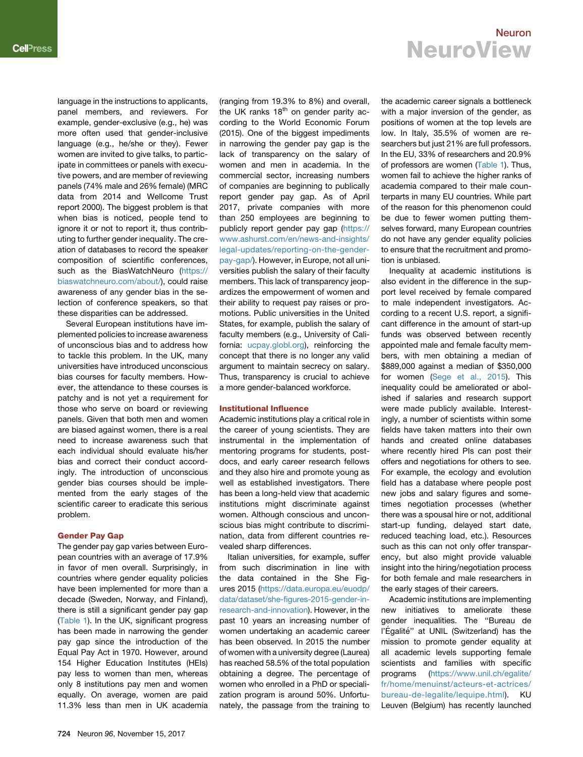language in the instructions to applicants, panel members, and reviewers. For example, gender-exclusive (e.g., he) was more often used that gender-inclusive language (e.g., he/she or they). Fewer women are invited to give talks, to participate in committees or panels with executive powers, and are member of reviewing panels (74% male and 26% female) (MRC data from 2014 and Wellcome Trust report 2000). The biggest problem is that when bias is noticed, people tend to ignore it or not to report it, thus contributing to further gender inequality. The creation of databases to record the speaker composition of scientific conferences, such as the BiasWatchNeuro (https://biaswatchneuro.com/about/), could raise awareness of any gender bias in the selection of conference speakers, so that these disparities can be addressed.

Several European institutions have implemented policies to increase awareness of unconscious bias and to address how to tackle this problem. In the UK, many universities have introduced unconscious bias courses for faculty members. However, the attendance to these courses is patchy and is not yet a requirement for those who serve on board or reviewing panels. Given that both men and women are biased against women, there is a real need to increase awareness such that each individual should evaluate his/her bias and correct their conduct accordingly. The introduction of unconscious gender bias courses should be implemented from the early stages of the scientific career to eradicate this serious problem.

## Gender Pay Gap

The gender pay gap varies between European countries with an average of 17.9% in favor of men overall. Surprisingly, in countries where gender equality policies have been implemented for more than a decade (Sweden, Norway, and Finland), there is still a significant gender pay gap (Table 1). In the UK, significant progress has been made in narrowing the gender pay gap since the introduction of the Equal Pay Act in 1970. However, around 154 Higher Education Institutes (HEIs) pay less to women than men, whereas only 8 institutions pay men and women equally. On average, women are paid 11.3% less than men in UK academia (ranging from 19.3% to 8%) and overall, the UK ranks 18th on gender parity according to the World Economic Forum (2015). One of the biggest impediments in narrowing the gender pay gap is the lack of transparency on the salary of women and men in academia. In the commercial sector, increasing numbers of companies are beginning to publically report gender pay gap. As of April 2017, private companies with more than 250 employees are beginning to publicly report gender pay gap (https://www.ashurst.com/en/news-and-insights/legal-updates/reporting-on-the-gender-pay-gap/). However, in Europe, not all universities publish the salary of their faculty members. This lack of transparency jeopardizes the empowerment of women and their ability to request pay raises or promotions. Public universities in the United States, for example, publish the salary of faculty members (e.g., University of California: ucpay.globl.org), reinforcing the concept that there is no longer any valid argument to maintain secrecy on salary. Thus, transparency is crucial to achieve a more gender-balanced workforce.

## Institutional Influence

Academic institutions play a critical role in the career of young scientists. They are instrumental in the implementation of mentoring programs for students, postdocs, and early career research fellows and they also hire and promote young as well as established investigators. There has been a long-held view that academic institutions might discriminate against women. Although conscious and unconscious bias might contribute to discrimination, data from different countries revealed sharp differences.

Italian universities, for example, suffer from such discrimination in line with the data contained in the She Figures 2015 (https://data.europa.eu/euodp/data/dataset/she-figures-2015-gender-in-research-and-innovation). However, in the past 10 years an increasing number of women undertaking an academic career has been observed. In 2015 the number of women with a university degree (Laurea) has reached 58.5% of the total population obtaining a degree. The percentage of women who enrolled in a PhD or specialization program is around 50%. Unfortunately, the passage from the training to the academic career signals a bottleneck with a major inversion of the gender, as positions of women at the top levels are low. In Italy, 35.5% of women are researchers but just 21% are full professors. In the EU, 33% of researchers and 20.9% of professors are women (Table 1). Thus, women fail to achieve the higher ranks of academia compared to their male counterparts in many EU countries. While part of the reason for this phenomenon could be due to fewer women putting themselves forward, many European countries do not have any gender equality policies to ensure that the recruitment and promotion is unbiased.

Inequality at academic institutions is also evident in the difference in the support level received by female compared to male independent investigators. According to a recent U.S. report, a significant difference in the amount of start-up funds was observed between recently appointed male and female faculty members, with men obtaining a median of $889,000 against a median of $350,000 for women (Sege et al., 2015). This inequality could be ameliorated or abolished if salaries and research support were made publicly available. Interestingly, a number of scientists within some fields have taken matters into their own hands and created online databases where recently hired PIs can post their offers and negotiations for others to see. For example, the ecology and evolution field has a database where people post new jobs and salary figures and sometimes negotiation processes (whether there was a spousal hire or not, additional start-up funding, delayed start date, reduced teaching load, etc.). Resources such as this can not only offer transparency, but also might provide valuable insight into the hiring/negotiation process for both female and male researchers in the early stages of their careers.

Academic institutions are implementing new initiatives to ameliorate these gender inequalities. The "Bureau de l'Égalité" at UNIL (Switzerland) has the mission to promote gender equality at all academic levels supporting female scientists and families with specific programs (https://www.unil.ch/egalite/fr/home/menuinst/acteurs-et-actrices/bureau-de-legalite/lequipe.html). KU Leuven (Belgium) has recently launched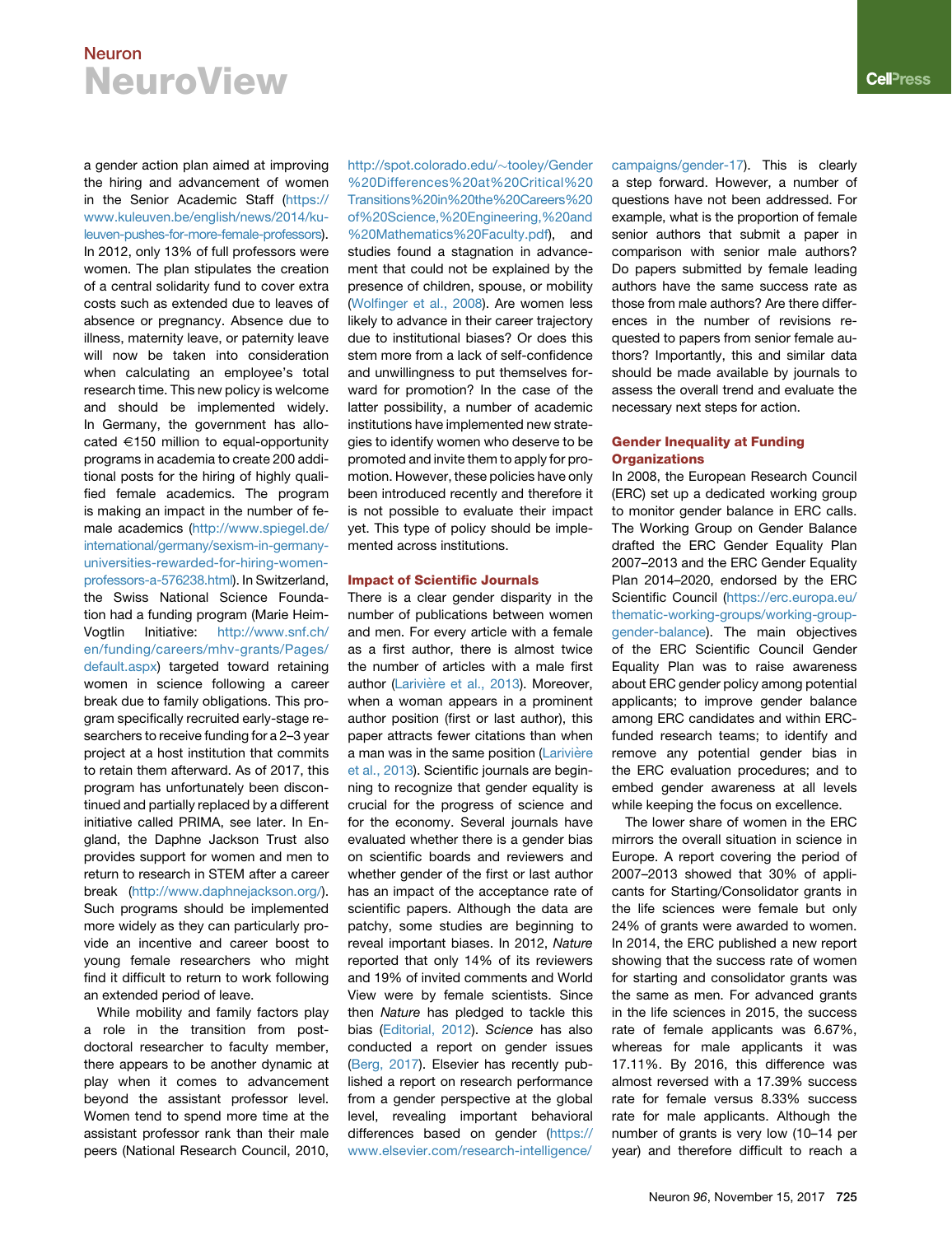a gender action plan aimed at improving the hiring and advancement of women in the Senior Academic Staff (https://www.kuleuven.be/english/news/2014/ku-leuven-pushes-for-more-female-professors). In 2012, only 13% of full professors were women. The plan stipulates the creation of a central solidarity fund to cover extra costs such as extended due to leaves of absence or pregnancy. Absence due to illness, maternity leave, or paternity leave will now be taken into consideration when calculating an employee's total research time. This new policy is welcome and should be implemented widely. In Germany, the government has allocated €150 million to equal-opportunity programs in academia to create 200 additional posts for the hiring of highly qualified female academics. The program is making an impact in the number of female academics (http://www.spiegel.de/international/germany/sexism-in-germany-universities-rewarded-for-hiring-women-professors-a-576238.html). In Switzerland, the Swiss National Science Foundation had a funding program (Marie Heim-Vogtlin Initiative: http://www.snf.ch/en/funding/careers/mhv-grants/Pages/default.aspx) targeted toward retaining women in science following a career break due to family obligations. This program specifically recruited early-stage researchers to receive funding for a 2–3 year project at a host institution that commits to retain them afterward. As of 2017, this program has unfortunately been discontinued and partially replaced by a different initiative called PRIMA, see later. In England, the Daphne Jackson Trust also provides support for women and men to return to research in STEM after a career break (http://www.daphnejackson.org/). Such programs should be implemented more widely as they can particularly provide an incentive and career boost to young female researchers who might find it difficult to return to work following an extended period of leave.

While mobility and family factors play a role in the transition from postdoctoral researcher to faculty member, there appears to be another dynamic at play when it comes to advancement beyond the assistant professor level. Women tend to spend more time at the assistant professor rank than their male peers (National Research Council, 2010, http://spot.colorado.edu/~tooley/Gender%20Differences%20at%20Critical%20Transitions%20in%20the%20Careers%20of%20Science,%20Engineering,%20and%20Mathematics%20Faculty.pdf), and studies found a stagnation in advancement that could not be explained by the presence of children, spouse, or mobility (Wolfinger et al., 2008). Are women less likely to advance in their career trajectory due to institutional biases? Or does this stem more from a lack of self-confidence and unwillingness to put themselves forward for promotion? In the case of the latter possibility, a number of academic institutions have implemented new strategies to identify women who deserve to be promoted and invite them to apply for promotion. However, these policies have only been introduced recently and therefore it is not possible to evaluate their impact yet. This type of policy should be implemented across institutions.

## Impact of Scientific Journals

There is a clear gender disparity in the number of publications between women and men. For every article with a female as a first author, there is almost twice the number of articles with a male first author (Larivière et al., 2013). Moreover, when a woman appears in a prominent author position (first or last author), this paper attracts fewer citations than when a man was in the same position (Larivière et al., 2013). Scientific journals are beginning to recognize that gender equality is crucial for the progress of science and for the economy. Several journals have evaluated whether there is a gender bias on scientific boards and reviewers and whether gender of the first or last author has an impact of the acceptance rate of scientific papers. Although the data are patchy, some studies are beginning to reveal important biases. In 2012, *Nature* reported that only 14% of its reviewers and 19% of invited comments and World View were by female scientists. Since then *Nature* has pledged to tackle this bias (Editorial, 2012). *Science* has also conducted a report on gender issues (Berg, 2017). Elsevier has recently published a report on research performance from a gender perspective at the global level, revealing important behavioral differences based on gender (https://www.elsevier.com/research-intelligence/campaigns/gender-17). This is clearly a step forward. However, a number of questions have not been addressed. For example, what is the proportion of female senior authors that submit a paper in comparison with senior male authors? Do papers submitted by female leading authors have the same success rate as those from male authors? Are there differences in the number of revisions requested to papers from senior female authors? Importantly, this and similar data should be made available by journals to assess the overall trend and evaluate the necessary next steps for action.

## Gender Inequality at Funding Organizations

In 2008, the European Research Council (ERC) set up a dedicated working group to monitor gender balance in ERC calls. The Working Group on Gender Balance drafted the ERC Gender Equality Plan 2007–2013 and the ERC Gender Equality Plan 2014–2020, endorsed by the ERC Scientific Council (https://erc.europa.eu/thematic-working-groups/working-group-gender-balance). The main objectives of the ERC Scientific Council Gender Equality Plan was to raise awareness about ERC gender policy among potential applicants; to improve gender balance among ERC candidates and within ERC-funded research teams; to identify and remove any potential gender bias in the ERC evaluation procedures; and to embed gender awareness at all levels while keeping the focus on excellence.

The lower share of women in the ERC mirrors the overall situation in science in Europe. A report covering the period of 2007–2013 showed that 30% of applicants for Starting/Consolidator grants in the life sciences were female but only 24% of grants were awarded to women. In 2014, the ERC published a new report showing that the success rate of women for starting and consolidator grants was the same as men. For advanced grants in the life sciences in 2015, the success rate of female applicants was 6.67%, whereas for male applicants it was 17.11%. By 2016, this difference was almost reversed with a 17.39% success rate for female versus 8.33% success rate for male applicants. Although the number of grants is very low (10–14 per year) and therefore difficult to reach a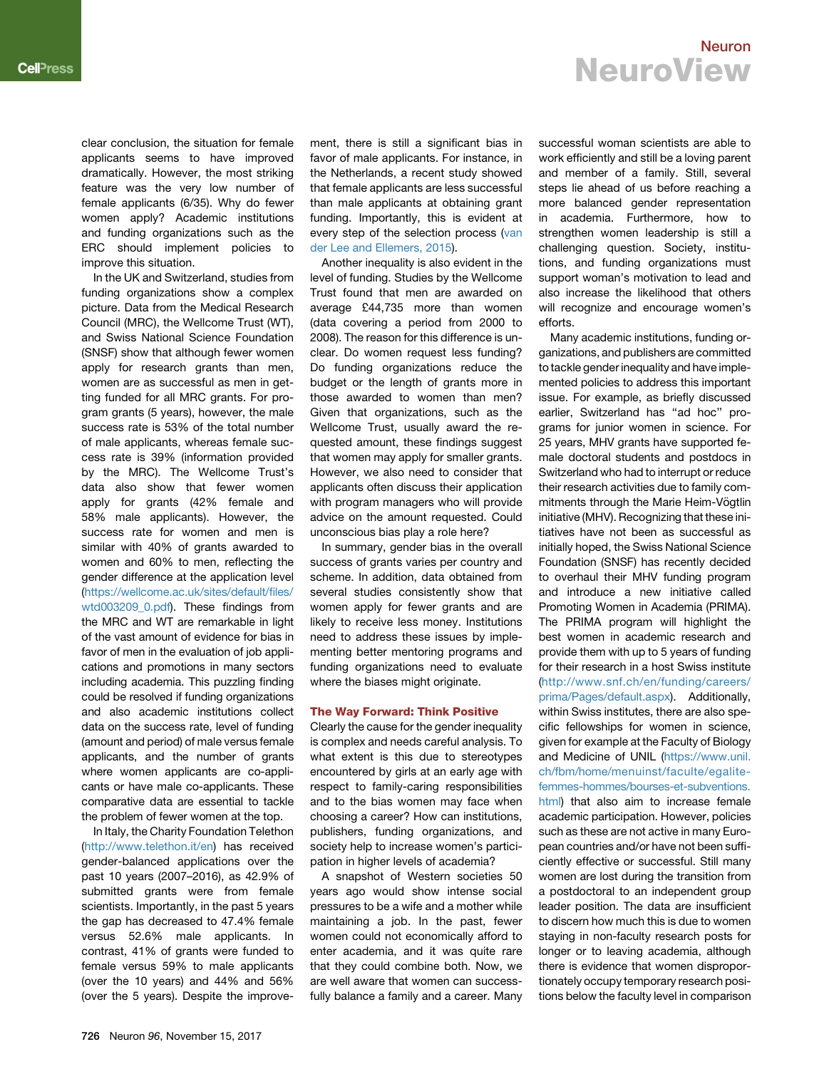clear conclusion, the situation for female applicants seems to have improved dramatically. However, the most striking feature was the very low number of female applicants (6/35). Why do fewer women apply? Academic institutions and funding organizations such as the ERC should implement policies to improve this situation.

In the UK and Switzerland, studies from funding organizations show a complex picture. Data from the Medical Research Council (MRC), the Wellcome Trust (WT), and Swiss National Science Foundation (SNSF) show that although fewer women apply for research grants than men, women are as successful as men in getting funded for all MRC grants. For program grants (5 years), however, the male success rate is 53% of the total number of male applicants, whereas female success rate is 39% (information provided by the MRC). The Wellcome Trust's data also show that fewer women apply for grants (42% female and 58% male applicants). However, the success rate for women and men is similar with 40% of grants awarded to women and 60% to men, reflecting the gender difference at the application level (https://wellcome.ac.uk/sites/default/files/wtd003209_0.pdf). These findings from the MRC and WT are remarkable in light of the vast amount of evidence for bias in favor of men in the evaluation of job applications and promotions in many sectors including academia. This puzzling finding could be resolved if funding organizations and also academic institutions collect data on the success rate, level of funding (amount and period) of male versus female applicants, and the number of grants where women applicants are co-applicants or have male co-applicants. These comparative data are essential to tackle the problem of fewer women at the top.

In Italy, the Charity Foundation Telethon (http://www.telethon.it/en) has received gender-balanced applications over the past 10 years (2007–2016), as 42.9% of submitted grants were from female scientists. Importantly, in the past 5 years the gap has decreased to 47.4% female versus 52.6% male applicants. In contrast, 41% of grants were funded to female versus 59% to male applicants (over the 10 years) and 44% and 56% (over the 5 years). Despite the improvement, there is still a significant bias in favor of male applicants. For instance, in the Netherlands, a recent study showed that female applicants are less successful than male applicants at obtaining grant funding. Importantly, this is evident at every step of the selection process (van der Lee and Ellemers, 2015).

Another inequality is also evident in the level of funding. Studies by the Wellcome Trust found that men are awarded on average £44,735 more than women (data covering a period from 2000 to 2008). The reason for this difference is unclear. Do women request less funding? Do funding organizations reduce the budget or the length of grants more in those awarded to women than men? Given that organizations, such as the Wellcome Trust, usually award the requested amount, these findings suggest that women may apply for smaller grants. However, we also need to consider that applicants often discuss their application with program managers who will provide advice on the amount requested. Could unconscious bias play a role here?

In summary, gender bias in the overall success of grants varies per country and scheme. In addition, data obtained from several studies consistently show that women apply for fewer grants and are likely to receive less money. Institutions need to address these issues by implementing better mentoring programs and funding organizations need to evaluate where the biases might originate.

## The Way Forward: Think Positive

Clearly the cause for the gender inequality is complex and needs careful analysis. To what extent is this due to stereotypes encountered by girls at an early age with respect to family-caring responsibilities and to the bias women may face when choosing a career? How can institutions, publishers, funding organizations, and society help to increase women's participation in higher levels of academia?

A snapshot of Western societies 50 years ago would show intense social pressures to be a wife and a mother while maintaining a job. In the past, fewer women could not economically afford to enter academia, and it was quite rare that they could combine both. Now, we are well aware that women can successfully balance a family and a career. Many successful woman scientists are able to work efficiently and still be a loving parent and member of a family. Still, several steps lie ahead of us before reaching a more balanced gender representation in academia. Furthermore, how to strengthen women leadership is still a challenging question. Society, institutions, and funding organizations must support woman's motivation to lead and also increase the likelihood that others will recognize and encourage women's efforts.

Many academic institutions, funding organizations, and publishers are committed to tackle gender inequality and have implemented policies to address this important issue. For example, as briefly discussed earlier, Switzerland has "ad hoc" programs for junior women in science. For 25 years, MHV grants have supported female doctoral students and postdocs in Switzerland who had to interrupt or reduce their research activities due to family commitments through the Marie Heim-Vögtlin initiative (MHV). Recognizing that these initiatives have not been as successful as initially hoped, the Swiss National Science Foundation (SNSF) has recently decided to overhaul their MHV funding program and introduce a new initiative called Promoting Women in Academia (PRIMA). The PRIMA program will highlight the best women in academic research and provide them with up to 5 years of funding for their research in a host Swiss institute (http://www.snf.ch/en/funding/careers/prima/Pages/default.aspx). Additionally, within Swiss institutes, there are also specific fellowships for women in science, given for example at the Faculty of Biology and Medicine of UNIL (https://www.unil.ch/fbm/home/menuinst/faculte/egalite-femmes-hommes/bourses-et-subventions.html) that also aim to increase female academic participation. However, policies such as these are not active in many European countries and/or have not been sufficiently effective or successful. Still many women are lost during the transition from a postdoctoral to an independent group leader position. The data are insufficient to discern how much this is due to women staying in non-faculty research posts for longer or to leaving academia, although there is evidence that women disproportionately occupy temporary research positions below the faculty level in comparison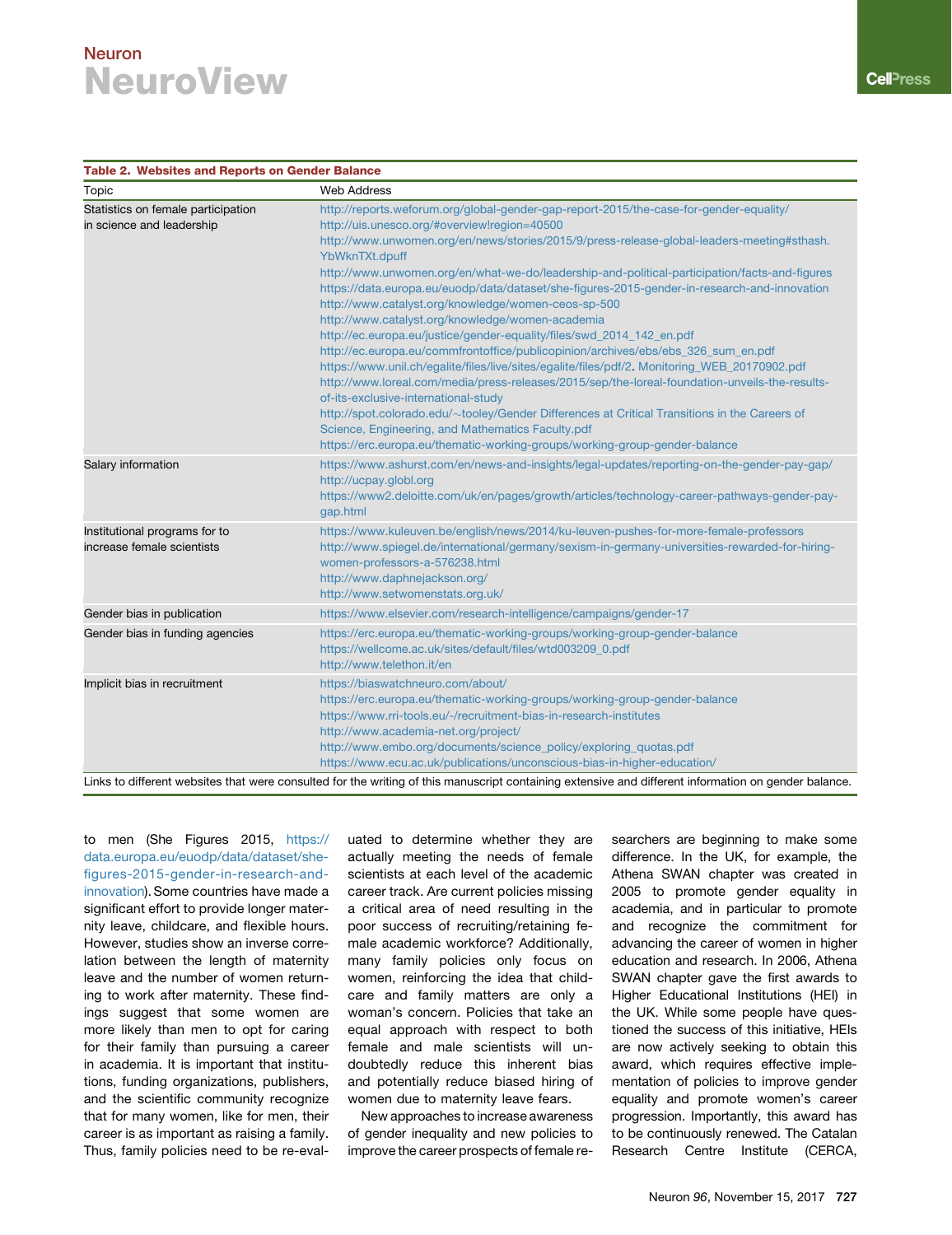**Table 2. Websites and Reports on Gender Balance**

| Topic | Web Address |
|---|---|
| Statistics on female participation in science and leadership | http://reports.weforum.org/global-gender-gap-report-2015/the-case-for-gender-equality/ http://uis.unesco.org/#overview!region=40500 http://www.unwomen.org/en/news/stories/2015/9/press-release-global-leaders-meeting#sthash.YbWknTXt.dpuff http://www.unwomen.org/en/what-we-do/leadership-and-political-participation/facts-and-figures https://data.europa.eu/euodp/data/dataset/she-figures-2015-gender-in-research-and-innovation http://www.catalyst.org/knowledge/women-ceos-sp-500 http://www.catalyst.org/knowledge/women-academia http://ec.europa.eu/justice/gender-equality/files/swd_2014_142_en.pdf http://ec.europa.eu/commfrontoffice/publicopinion/archives/ebs/ebs_326_sum_en.pdf https://www.unil.ch/egalite/files/live/sites/egalite/files/pdf/2. Monitoring_WEB_20170902.pdf http://www.loreal.com/media/press-releases/2015/sep/the-loreal-foundation-unveils-the-results-of-its-exclusive-international-study http://spot.colorado.edu/~tooley/Gender Differences at Critical Transitions in the Careers of Science, Engineering, and Mathematics Faculty.pdf https://erc.europa.eu/thematic-working-groups/working-group-gender-balance |
| Salary information | https://www.ashurst.com/en/news-and-insights/legal-updates/reporting-on-the-gender-pay-gap/ http://ucpay.globl.org https://www2.deloitte.com/uk/en/pages/growth/articles/technology-career-pathways-gender-pay-gap.html |
| Institutional programs for to increase female scientists | https://www.kuleuven.be/english/news/2014/ku-leuven-pushes-for-more-female-professors http://www.spiegel.de/international/germany/sexism-in-germany-universities-rewarded-for-hiring-women-professors-a-576238.html http://www.daphnejackson.org/ http://www.setwomenstats.org.uk/ |
| Gender bias in publication | https://www.elsevier.com/research-intelligence/campaigns/gender-17 |
| Gender bias in funding agencies | https://erc.europa.eu/thematic-working-groups/working-group-gender-balance https://wellcome.ac.uk/sites/default/files/wtd003209_0.pdf http://www.telethon.it/en |
| Implicit bias in recruitment | https://biaswatchneuro.com/about/ https://erc.europa.eu/thematic-working-groups/working-group-gender-balance https://www.rri-tools.eu/-/recruitment-bias-in-research-institutes http://www.academia-net.org/project/ http://www.embo.org/documents/science_policy/exploring_quotas.pdf https://www.ecu.ac.uk/publications/unconscious-bias-in-higher-education/ |

Links to different websites that were consulted for the writing of this manuscript containing extensive and different information on gender balance.

to men (She Figures 2015, https://data.europa.eu/euodp/data/dataset/she-figures-2015-gender-in-research-and-innovation). Some countries have made a significant effort to provide longer maternity leave, childcare, and flexible hours. However, studies show an inverse correlation between the length of maternity leave and the number of women returning to work after maternity. These findings suggest that some women are more likely than men to opt for caring for their family than pursuing a career in academia. It is important that institutions, funding organizations, publishers, and the scientific community recognize that for many women, like for men, their career is as important as raising a family. Thus, family policies need to be re-evaluated to determine whether they are actually meeting the needs of female scientists at each level of the academic career track. Are current policies missing a critical area of need resulting in the poor success of recruiting/retaining female academic workforce? Additionally, many family policies only focus on women, reinforcing the idea that childcare and family matters are only a woman's concern. Policies that take an equal approach with respect to both female and male scientists will undoubtedly reduce this inherent bias and potentially reduce biased hiring of women due to maternity leave fears.

New approaches to increase awareness of gender inequality and new policies to improve the career prospects of female researchers are beginning to make some difference. In the UK, for example, the Athena SWAN chapter was created in 2005 to promote gender equality in academia, and in particular to promote and recognize the commitment for advancing the career of women in higher education and research. In 2006, Athena SWAN chapter gave the first awards to Higher Educational Institutions (HEI) in the UK. While some people have questioned the success of this initiative, HEIs are now actively seeking to obtain this award, which requires effective implementation of policies to improve gender equality and promote women's career progression. Importantly, this award has to be continuously renewed. The Catalan Research Centre Institute (CERCA,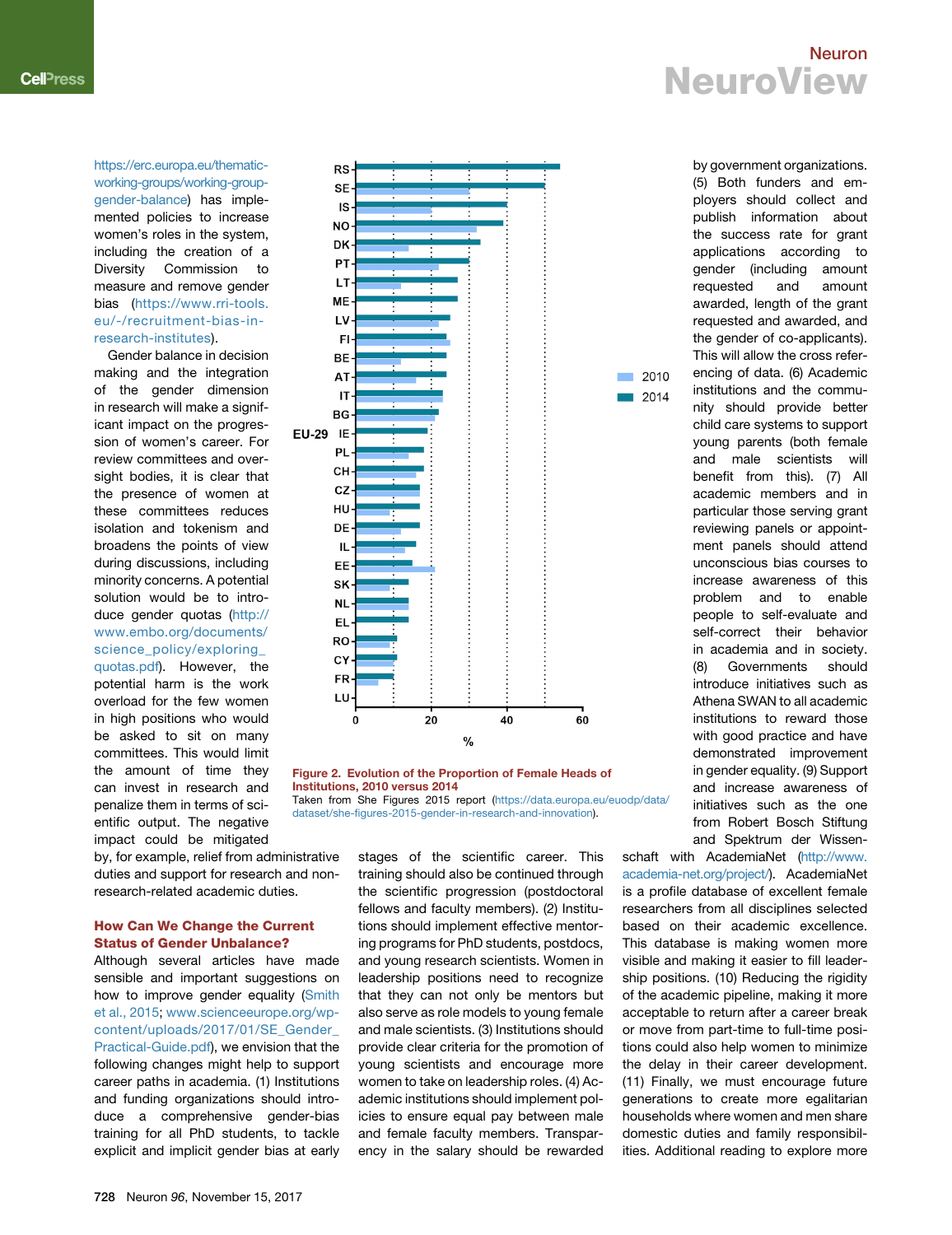https://erc.europa.eu/thematic-working-groups/working-group-gender-balance) has implemented policies to increase women's roles in the system, including the creation of a Diversity Commission to measure and remove gender bias (https://www.rri-tools.eu/-/recruitment-bias-in-research-institutes).

Gender balance in decision making and the integration of the gender dimension in research will make a significant impact on the progression of women's career. For review committees and oversight bodies, it is clear that the presence of women at these committees reduces isolation and tokenism and broadens the points of view during discussions, including minority concerns. A potential solution would be to introduce gender quotas (http://www.embo.org/documents/science_policy/exploring_quotas.pdf). However, the potential harm is the work overload for the few women in high positions who would be asked to sit on many committees. This would limit the amount of time they can invest in research and penalize them in terms of scientific output. The negative impact could be mitigated by, for example, relief from administrative duties and support for research and non-research-related academic duties.

**Figure 2. Evolution of the Proportion of Female Heads of Institutions, 2010 versus 2014**

Taken from She Figures 2015 report (https://data.europa.eu/euodp/data/dataset/she-figures-2015-gender-in-research-and-innovation).

## How Can We Change the Current Status of Gender Unbalance?

Although several articles have made sensible and important suggestions on how to improve gender equality (Smith et al., 2015; www.scienceeurope.org/wp-content/uploads/2017/01/SE_Gender_Practical-Guide.pdf), we envision that the following changes might help to support career paths in academia. (1) Institutions and funding organizations should introduce a comprehensive gender-bias training for all PhD students, to tackle explicit and implicit gender bias at early stages of the scientific career. This training should also be continued through the scientific progression (postdoctoral fellows and faculty members). (2) Institutions should implement effective mentoring programs for PhD students, postdocs, and young research scientists. Women in leadership positions need to recognize that they can not only be mentors but also serve as role models to young female and male scientists. (3) Institutions should provide clear criteria for the promotion of young scientists and encourage more women to take on leadership roles. (4) Academic institutions should implement policies to ensure equal pay between male and female faculty members. Transparency in the salary should be rewarded by government organizations. (5) Both funders and employers should collect and publish information about the success rate for grant applications according to gender (including amount requested and amount awarded, length of the grant requested and awarded, and the gender of co-applicants). This will allow the cross referencing of data. (6) Academic institutions and the community should provide better child care systems to support young parents (both female and male scientists will benefit from this). (7) All academic members and in particular those serving grant reviewing panels or appointment panels should attend unconscious bias courses to increase awareness of this problem and to enable people to self-evaluate and self-correct their behavior in academia and in society. (8) Governments should introduce initiatives such as Athena SWAN to all academic institutions to reward those with good practice and have demonstrated improvement in gender equality. (9) Support and increase awareness of initiatives such as the one from Robert Bosch Stiftung and Spektrum der Wissenschaft with AcademiaNet (http://www.academia-net.org/project/). AcademiaNet is a profile database of excellent female researchers from all disciplines selected based on their academic excellence. This database is making women more visible and making it easier to fill leadership positions. (10) Reducing the rigidity of the academic pipeline, making it more acceptable to return after a career break or move from part-time to full-time positions could also help women to minimize the delay in their career development. (11) Finally, we must encourage future generations to create more egalitarian households where women and men share domestic duties and family responsibilities. Additional reading to explore more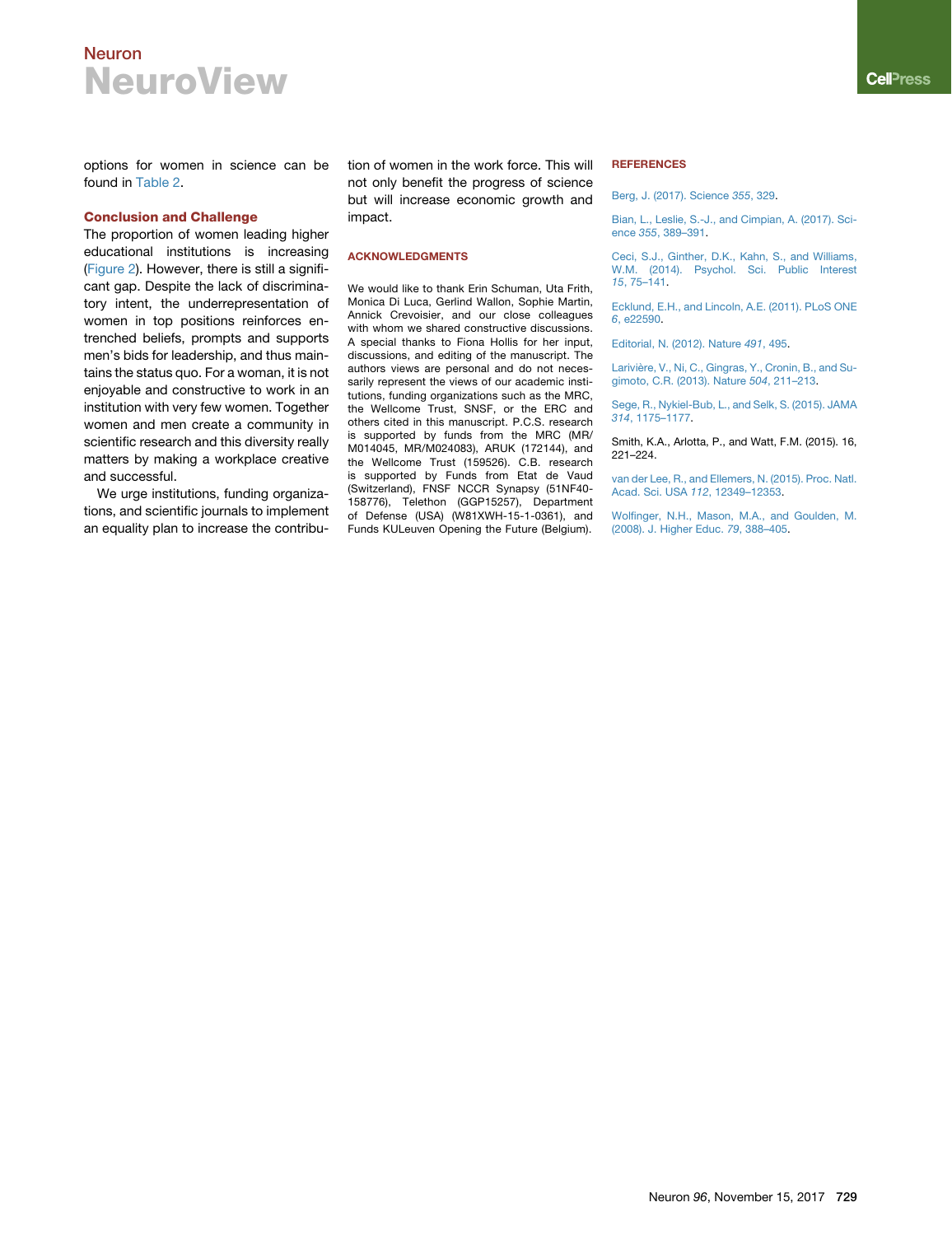options for women in science can be found in Table 2.

## Conclusion and Challenge

The proportion of women leading higher educational institutions is increasing (Figure 2). However, there is still a significant gap. Despite the lack of discriminatory intent, the underrepresentation of women in top positions reinforces entrenched beliefs, prompts and supports men's bids for leadership, and thus maintains the status quo. For a woman, it is not enjoyable and constructive to work in an institution with very few women. Together women and men create a community in scientific research and this diversity really matters by making a workplace creative and successful.

We urge institutions, funding organizations, and scientific journals to implement an equality plan to increase the contribution of women in the work force. This will not only benefit the progress of science but will increase economic growth and impact.

## ACKNOWLEDGMENTS

We would like to thank Erin Schuman, Uta Frith, Monica Di Luca, Gerlind Wallon, Sophie Martin, Annick Crevoisier, and our close colleagues with whom we shared constructive discussions. A special thanks to Fiona Hollis for her input, discussions, and editing of the manuscript. The authors views are personal and do not necessarily represent the views of our academic institutions, funding organizations such as the MRC, the Wellcome Trust, SNSF, or the ERC and others cited in this manuscript. P.C.S. research is supported by funds from the MRC (MR/M014045, MR/M024083), ARUK (172144), and the Wellcome Trust (159526). C.B. research is supported by Funds from Etat de Vaud (Switzerland), FNSF NCCR Synapsy (51NF40-158776), Telethon (GGP15257), Department of Defense (USA) (W81XWH-15-1-0361), and Funds KULeuven Opening the Future (Belgium).

## REFERENCES

Berg, J. (2017). Science *355*, 329.

Bian, L., Leslie, S.-J., and Cimpian, A. (2017). Science *355*, 389–391.

Ceci, S.J., Ginther, D.K., Kahn, S., and Williams, W.M. (2014). Psychol. Sci. Public Interest *15*, 75–141.

Ecklund, E.H., and Lincoln, A.E. (2011). PLoS ONE *6*, e22590.

Editorial, N. (2012). Nature *491*, 495.

Larivière, V., Ni, C., Gingras, Y., Cronin, B., and Sugimoto, C.R. (2013). Nature *504*, 211–213.

Sege, R., Nykiel-Bub, L., and Selk, S. (2015). JAMA *314*, 1175–1177.

Smith, K.A., Arlotta, P., and Watt, F.M. (2015). 16, 221–224.

van der Lee, R., and Ellemers, N. (2015). Proc. Natl. Acad. Sci. USA *112*, 12349–12353.

Wolfinger, N.H., Mason, M.A., and Goulden, M. (2008). J. Higher Educ. *79*, 388–405.